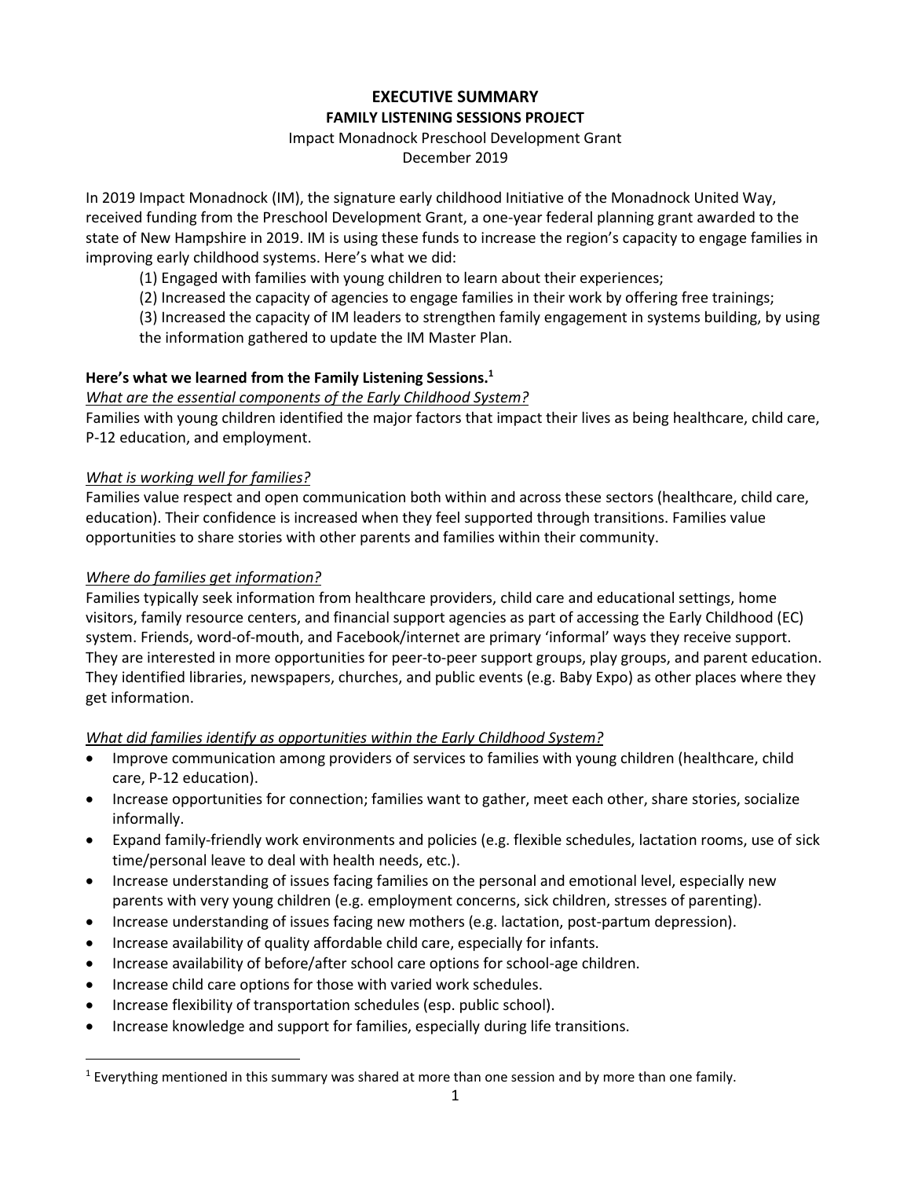# EXECUTIVE SUMMARY

## FAMILY LISTENING SESSIONS PROJECT

Impact Monadnock Preschool Development Grant

December 2019

In 2019 Impact Monadnock (IM), the signature early childhood Initiative of the Monadnock United Way, received funding from the Preschool Development Grant, a one-year federal planning grant awarded to the state of New Hampshire in 2019. IM is using these funds to increase the region's capacity to engage families in improving early childhood systems. Here's what we did:

(1) Engaged with families with young children to learn about their experiences;

(2) Increased the capacity of agencies to engage families in their work by offering free trainings;

(3) Increased the capacity of IM leaders to strengthen family engagement in systems building, by using the information gathered to update the IM Master Plan.

**Here's what we learned from the Family Listening Sessions.[1]**

*What are the essential components of the Early Childhood System?*

Families with young children identified the major factors that impact their lives as being healthcare, child care, P-12 education, and employment.

*What is working well for families?*

Families value respect and open communication both within and across these sectors (healthcare, child care, education). Their confidence is increased when they feel supported through transitions. Families value opportunities to share stories with other parents and families within their community.

*Where do families get information?*

Families typically seek information from healthcare providers, child care and educational settings, home visitors, family resource centers, and financial support agencies as part of accessing the Early Childhood (EC) system. Friends, word-of-mouth, and Facebook/internet are primary 'informal' ways they receive support. They are interested in more opportunities for peer-to-peer support groups, play groups, and parent education. They identified libraries, newspapers, churches, and public events (e.g. Baby Expo) as other places where they get information.

*What did families identify as opportunities within the Early Childhood System?*

- Improve communication among providers of services to families with young children (healthcare, child care, P-12 education).
- Increase opportunities for connection; families want to gather, meet each other, share stories, socialize informally.
- Expand family-friendly work environments and policies (e.g. flexible schedules, lactation rooms, use of sick time/personal leave to deal with health needs, etc.).
- Increase understanding of issues facing families on the personal and emotional level, especially new parents with very young children (e.g. employment concerns, sick children, stresses of parenting).
- Increase understanding of issues facing new mothers (e.g. lactation, post-partum depression).
- Increase availability of quality affordable child care, especially for infants.
- Increase availability of before/after school care options for school-age children.
- Increase child care options for those with varied work schedules.
- Increase flexibility of transportation schedules (esp. public school).
- Increase knowledge and support for families, especially during life transitions.

[1] Everything mentioned in this summary was shared at more than one session and by more than one family.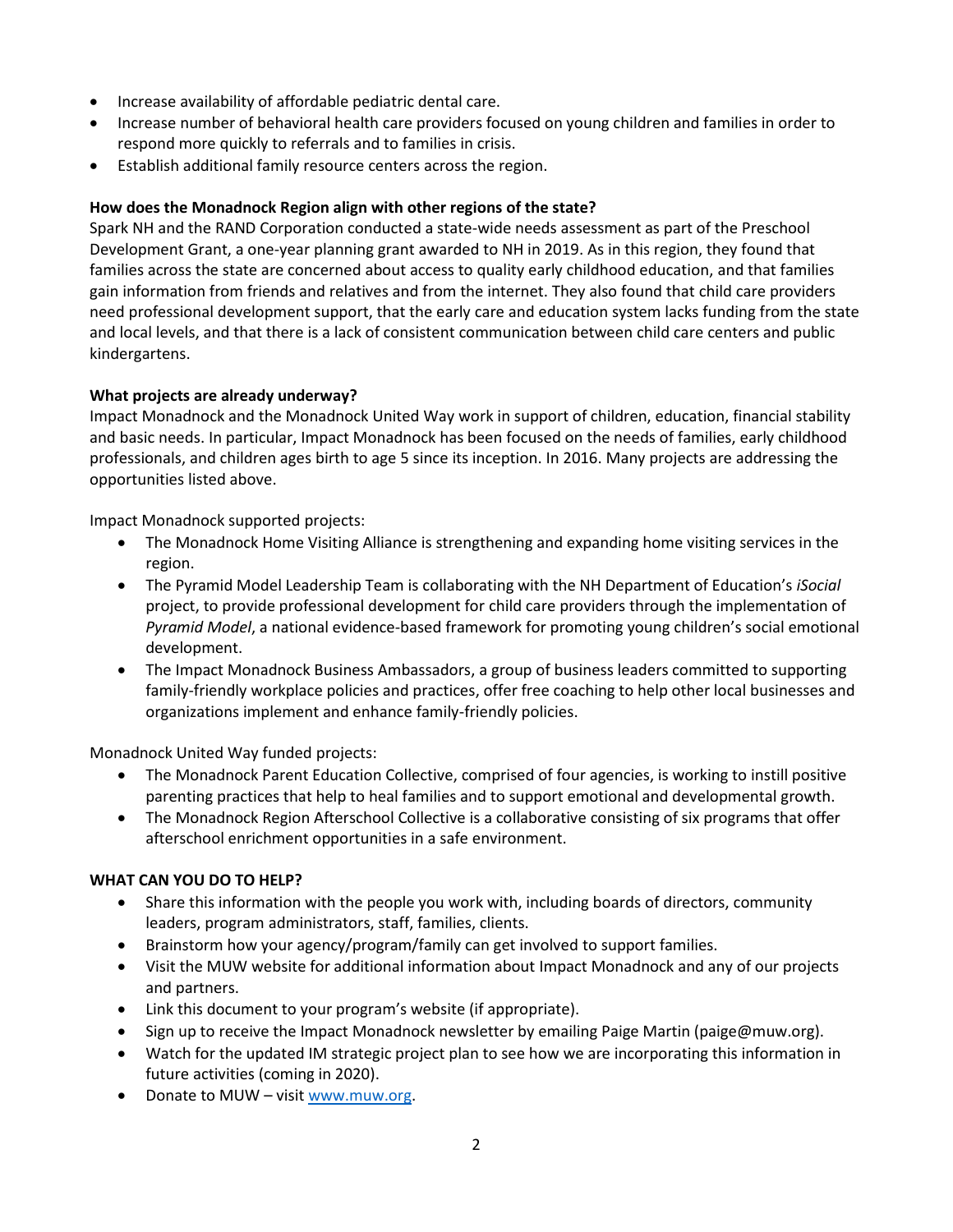- Increase availability of affordable pediatric dental care.
- Increase number of behavioral health care providers focused on young children and families in order to respond more quickly to referrals and to families in crisis.
- Establish additional family resource centers across the region.

**How does the Monadnock Region align with other regions of the state?**

Spark NH and the RAND Corporation conducted a state-wide needs assessment as part of the Preschool Development Grant, a one-year planning grant awarded to NH in 2019. As in this region, they found that families across the state are concerned about access to quality early childhood education, and that families gain information from friends and relatives and from the internet. They also found that child care providers need professional development support, that the early care and education system lacks funding from the state and local levels, and that there is a lack of consistent communication between child care centers and public kindergartens.

**What projects are already underway?**

Impact Monadnock and the Monadnock United Way work in support of children, education, financial stability and basic needs. In particular, Impact Monadnock has been focused on the needs of families, early childhood professionals, and children ages birth to age 5 since its inception. In 2016. Many projects are addressing the opportunities listed above.

Impact Monadnock supported projects:

- The Monadnock Home Visiting Alliance is strengthening and expanding home visiting services in the region.
- The Pyramid Model Leadership Team is collaborating with the NH Department of Education's *iSocial* project, to provide professional development for child care providers through the implementation of *Pyramid Model*, a national evidence-based framework for promoting young children's social emotional development.
- The Impact Monadnock Business Ambassadors, a group of business leaders committed to supporting family-friendly workplace policies and practices, offer free coaching to help other local businesses and organizations implement and enhance family-friendly policies.

Monadnock United Way funded projects:

- The Monadnock Parent Education Collective, comprised of four agencies, is working to instill positive parenting practices that help to heal families and to support emotional and developmental growth.
- The Monadnock Region Afterschool Collective is a collaborative consisting of six programs that offer afterschool enrichment opportunities in a safe environment.

**WHAT CAN YOU DO TO HELP?**

- Share this information with the people you work with, including boards of directors, community leaders, program administrators, staff, families, clients.
- Brainstorm how your agency/program/family can get involved to support families.
- Visit the MUW website for additional information about Impact Monadnock and any of our projects and partners.
- Link this document to your program's website (if appropriate).
- Sign up to receive the Impact Monadnock newsletter by emailing Paige Martin (paige@muw.org).
- Watch for the updated IM strategic project plan to see how we are incorporating this information in future activities (coming in 2020).
- Donate to MUW – visit [www.muw.org](http://www.muw.org).